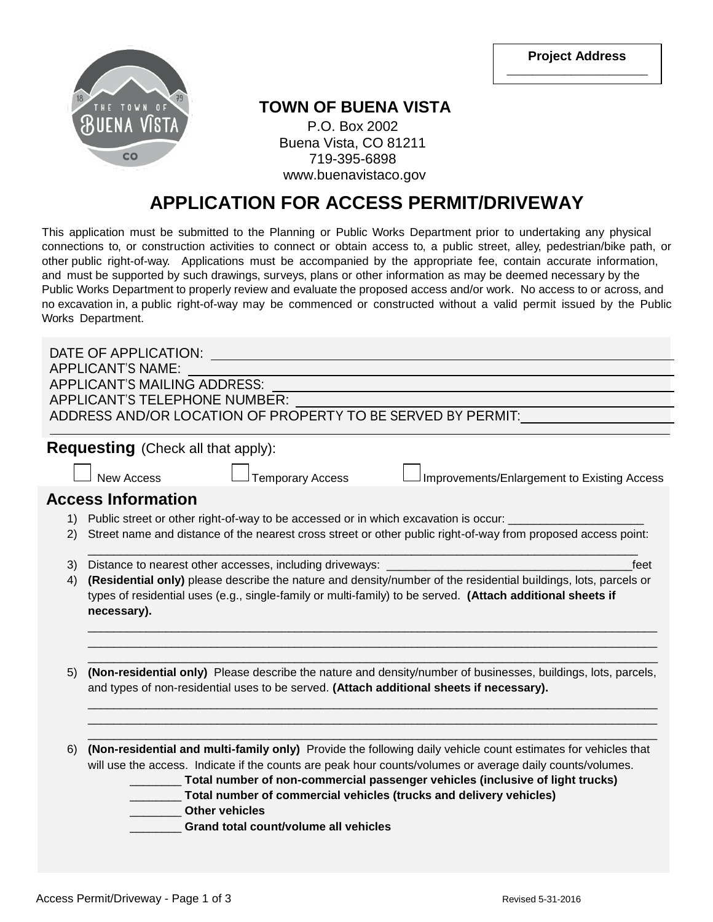**Project Address**

______________________

**TOWN OF BUENA VISTA**

P.O. Box 2002
Buena Vista, CO 81211
719-395-6898
www.buenavistaco.gov

# APPLICATION FOR ACCESS PERMIT/DRIVEWAY

This application must be submitted to the Planning or Public Works Department prior to undertaking any physical connections to, or construction activities to connect or obtain access to, a public street, alley, pedestrian/bike path, or other public right-of-way. Applications must be accompanied by the appropriate fee, contain accurate information, and must be supported by such drawings, surveys, plans or other information as may be deemed necessary by the Public Works Department to properly review and evaluate the proposed access and/or work. No access to or across, and no excavation in, a public right-of-way may be commenced or constructed without a valid permit issued by the Public Works Department.

DATE OF APPLICATION: ______________________________

APPLICANT'S NAME: ______________________________

APPLICANT'S MAILING ADDRESS: ______________________________

APPLICANT'S TELEPHONE NUMBER: ______________________________

ADDRESS AND/OR LOCATION OF PROPERTY TO BE SERVED BY PERMIT: ______________________________

______________________________________________________________

## Requesting (Check all that apply):

☐ New Access ☐ Temporary Access ☐ Improvements/Enlargement to Existing Access

## Access Information

1) Public street or other right-of-way to be accessed or in which excavation is occur: ____________________
2) Street name and distance of the nearest cross street or other public right-of-way from proposed access point:
   ______________________________________________________________________________
3) Distance to nearest other accesses, including driveways: ____________________________________feet
4) **(Residential only)** please describe the nature and density/number of the residential buildings, lots, parcels or types of residential uses (e.g., single-family or multi-family) to be served. **(Attach additional sheets if necessary).**
   ______________________________________________________________________________
   ______________________________________________________________________________
   ______________________________________________________________________________
5) **(Non-residential only)** Please describe the nature and density/number of businesses, buildings, lots, parcels, and types of non-residential uses to be served. **(Attach additional sheets if necessary).**
   ______________________________________________________________________________
   ______________________________________________________________________________
   ______________________________________________________________________________
6) **(Non-residential and multi-family only)** Provide the following daily vehicle count estimates for vehicles that will use the access. Indicate if the counts are peak hour counts/volumes or average daily counts/volumes.
   ________ **Total number of non-commercial passenger vehicles (inclusive of light trucks)**
   ________ **Total number of commercial vehicles (trucks and delivery vehicles)**
   ________ **Other vehicles**
   ________ **Grand total count/volume all vehicles**

Revised 5-31-2016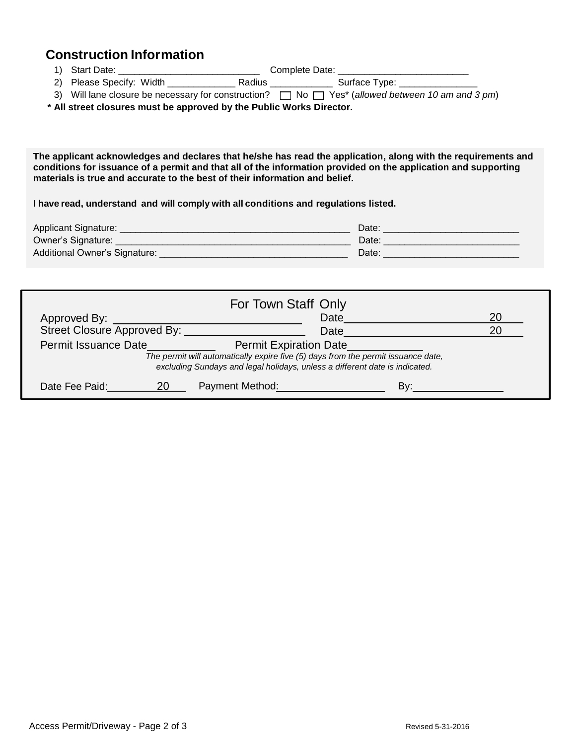## Construction Information

1) Start Date: ___________________________ Complete Date: ________________________
2) Please Specify: Width _____________ Radius ____________ Surface Type: _______________
3) Will lane closure be necessary for construction? ☐ No ☐ Yes* (*allowed between 10 am and 3 pm*)

**\* All street closures must be approved by the Public Works Director.**

**The applicant acknowledges and declares that he/she has read the application, along with the requirements and conditions for issuance of a permit and that all of the information provided on the application and supporting materials is true and accurate to the best of their information and belief.**

**I have read, understand and will comply with all conditions and regulations listed.**

Applicant Signature: ____________________________________________ Date: _________________________

Owner's Signature: ______________________________________________ Date: _________________________

Additional Owner's Signature: ____________________________________ Date: _________________________

For Town Staff Only

Approved By: ______________________________ Date______________________ 20____

Street Closure Approved By: ___________________ Date______________________ 20____

Permit Issuance Date___________ Permit Expiration Date____________

*The permit will automatically expire five (5) days from the permit issuance date, excluding Sundays and legal holidays, unless a different date is indicated.*

Date Fee Paid:________ 20____ Payment Method:__________________ By:_______________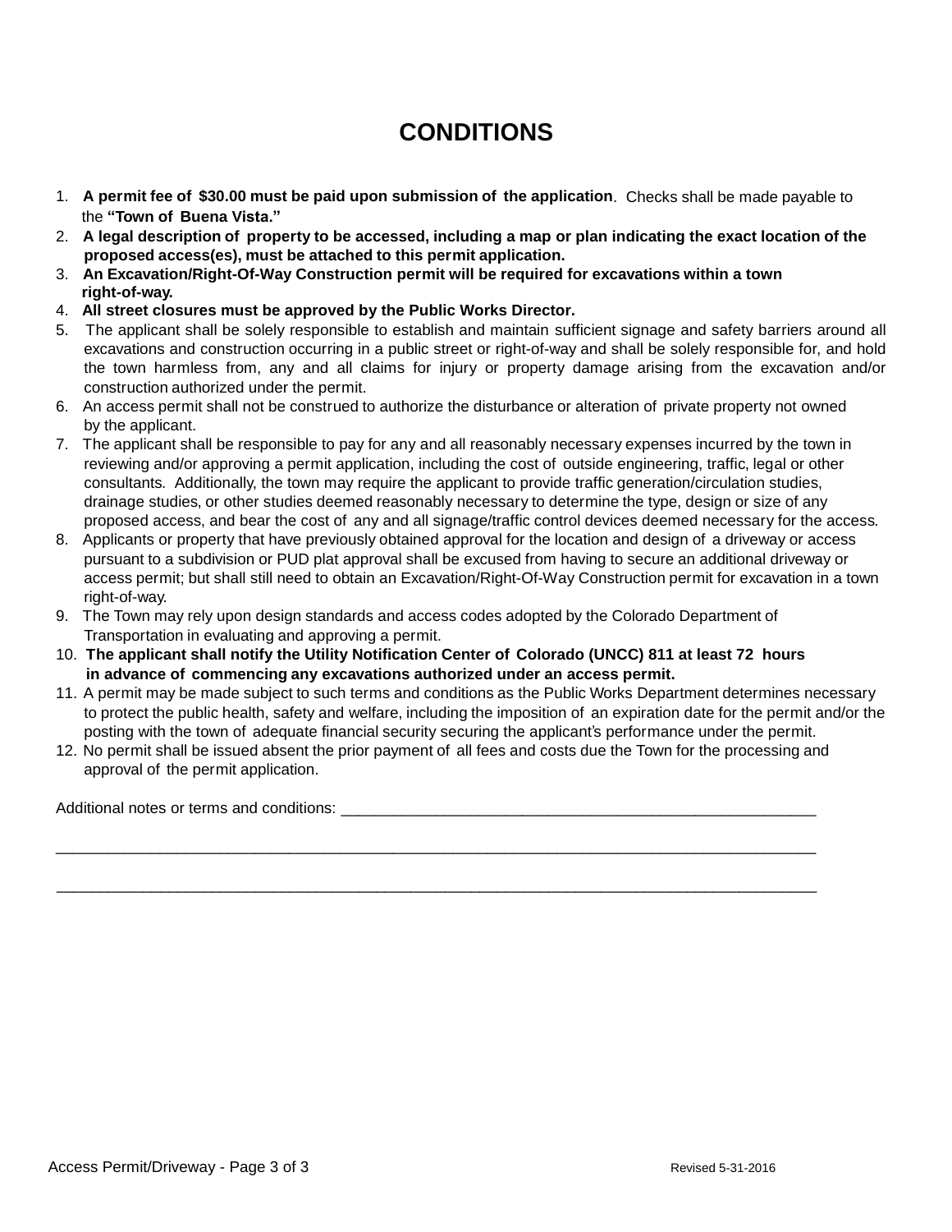# CONDITIONS

1. **A permit fee of $30.00 must be paid upon submission of the application**. Checks shall be made payable to the **"Town of Buena Vista."**
2. **A legal description of property to be accessed, including a map or plan indicating the exact location of the proposed access(es), must be attached to this permit application.**
3. **An Excavation/Right-Of-Way Construction permit will be required for excavations within a town right-of-way.**
4. **All street closures must be approved by the Public Works Director.**
5. The applicant shall be solely responsible to establish and maintain sufficient signage and safety barriers around all excavations and construction occurring in a public street or right-of-way and shall be solely responsible for, and hold the town harmless from, any and all claims for injury or property damage arising from the excavation and/or construction authorized under the permit.
6. An access permit shall not be construed to authorize the disturbance or alteration of private property not owned by the applicant.
7. The applicant shall be responsible to pay for any and all reasonably necessary expenses incurred by the town in reviewing and/or approving a permit application, including the cost of outside engineering, traffic, legal or other consultants. Additionally, the town may require the applicant to provide traffic generation/circulation studies, drainage studies, or other studies deemed reasonably necessary to determine the type, design or size of any proposed access, and bear the cost of any and all signage/traffic control devices deemed necessary for the access.
8. Applicants or property that have previously obtained approval for the location and design of a driveway or access pursuant to a subdivision or PUD plat approval shall be excused from having to secure an additional driveway or access permit; but shall still need to obtain an Excavation/Right-Of-Way Construction permit for excavation in a town right-of-way.
9. The Town may rely upon design standards and access codes adopted by the Colorado Department of Transportation in evaluating and approving a permit.
10. **The applicant shall notify the Utility Notification Center of Colorado (UNCC) 811 at least 72 hours in advance of commencing any excavations authorized under an access permit.**
11. A permit may be made subject to such terms and conditions as the Public Works Department determines necessary to protect the public health, safety and welfare, including the imposition of an expiration date for the permit and/or the posting with the town of adequate financial security securing the applicant's performance under the permit.
12. No permit shall be issued absent the prior payment of all fees and costs due the Town for the processing and approval of the permit application.

Additional notes or terms and conditions: ____________________________________________________________

____________________________________________________________________________________________

____________________________________________________________________________________________

Revised 5-31-2016